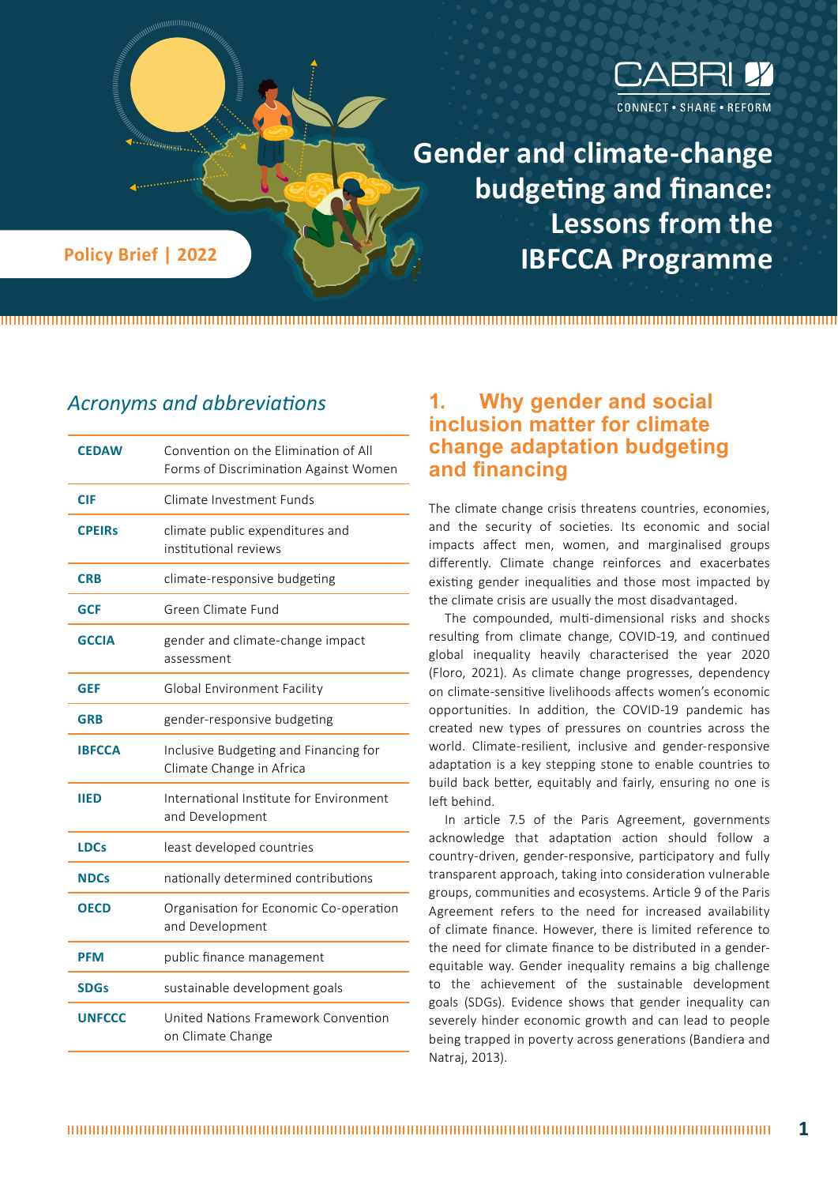CABRI

CONNECT • SHARE • REFORM

# Gender and climate-change budgeting and finance: Lessons from the IBFCCA Programme

Policy Brief | 2022

## *Acronyms and abbreviations*

| | |
|---|---|
| **CEDAW** | Convention on the Elimination of All Forms of Discrimination Against Women |
| **CIF** | Climate Investment Funds |
| **CPEIRs** | climate public expenditures and institutional reviews |
| **CRB** | climate-responsive budgeting |
| **GCF** | Green Climate Fund |
| **GCCIA** | gender and climate-change impact assessment |
| **GEF** | Global Environment Facility |
| **GRB** | gender-responsive budgeting |
| **IBFCCA** | Inclusive Budgeting and Financing for Climate Change in Africa |
| **IIED** | International Institute for Environment and Development |
| **LDCs** | least developed countries |
| **NDCs** | nationally determined contributions |
| **OECD** | Organisation for Economic Co-operation and Development |
| **PFM** | public finance management |
| **SDGs** | sustainable development goals |
| **UNFCCC** | United Nations Framework Convention on Climate Change |

## 1. Why gender and social inclusion matter for climate change adaptation budgeting and financing

The climate change crisis threatens countries, economies, and the security of societies. Its economic and social impacts affect men, women, and marginalised groups differently. Climate change reinforces and exacerbates existing gender inequalities and those most impacted by the climate crisis are usually the most disadvantaged.

The compounded, multi-dimensional risks and shocks resulting from climate change, COVID-19, and continued global inequality heavily characterised the year 2020 (Floro, 2021). As climate change progresses, dependency on climate-sensitive livelihoods affects women's economic opportunities. In addition, the COVID-19 pandemic has created new types of pressures on countries across the world. Climate-resilient, inclusive and gender-responsive adaptation is a key stepping stone to enable countries to build back better, equitably and fairly, ensuring no one is left behind.

In article 7.5 of the Paris Agreement, governments acknowledge that adaptation action should follow a country-driven, gender-responsive, participatory and fully transparent approach, taking into consideration vulnerable groups, communities and ecosystems. Article 9 of the Paris Agreement refers to the need for increased availability of climate finance. However, there is limited reference to the need for climate finance to be distributed in a gender-equitable way. Gender inequality remains a big challenge to the achievement of the sustainable development goals (SDGs). Evidence shows that gender inequality can severely hinder economic growth and can lead to people being trapped in poverty across generations (Bandiera and Natraj, 2013).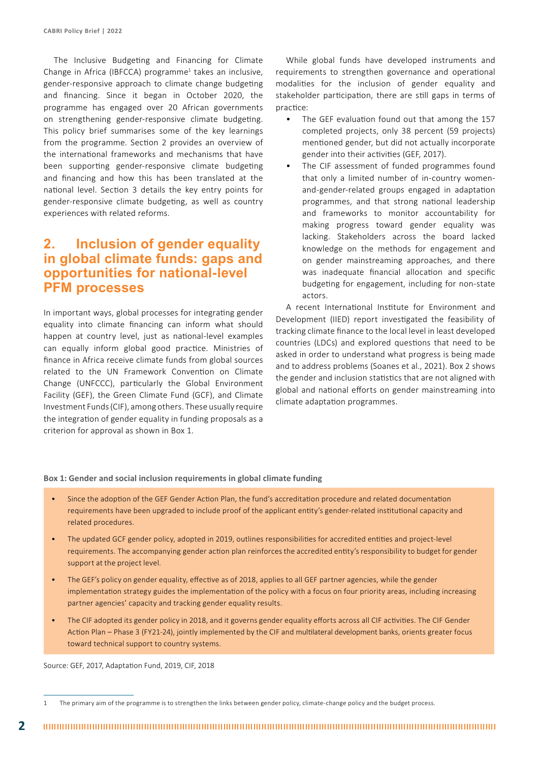The Inclusive Budgeting and Financing for Climate Change in Africa (IBFCCA) programme[1] takes an inclusive, gender-responsive approach to climate change budgeting and financing. Since it began in October 2020, the programme has engaged over 20 African governments on strengthening gender-responsive climate budgeting. This policy brief summarises some of the key learnings from the programme. Section 2 provides an overview of the international frameworks and mechanisms that have been supporting gender-responsive climate budgeting and financing and how this has been translated at the national level. Section 3 details the key entry points for gender-responsive climate budgeting, as well as country experiences with related reforms.

## 2. Inclusion of gender equality in global climate funds: gaps and opportunities for national-level PFM processes

In important ways, global processes for integrating gender equality into climate financing can inform what should happen at country level, just as national-level examples can equally inform global good practice. Ministries of finance in Africa receive climate funds from global sources related to the UN Framework Convention on Climate Change (UNFCCC), particularly the Global Environment Facility (GEF), the Green Climate Fund (GCF), and Climate Investment Funds (CIF), among others. These usually require the integration of gender equality in funding proposals as a criterion for approval as shown in Box 1.

While global funds have developed instruments and requirements to strengthen governance and operational modalities for the inclusion of gender equality and stakeholder participation, there are still gaps in terms of practice:

- The GEF evaluation found out that among the 157 completed projects, only 38 percent (59 projects) mentioned gender, but did not actually incorporate gender into their activities (GEF, 2017).
- The CIF assessment of funded programmes found that only a limited number of in-country women-and-gender-related groups engaged in adaptation programmes, and that strong national leadership and frameworks to monitor accountability for making progress toward gender equality was lacking. Stakeholders across the board lacked knowledge on the methods for engagement and on gender mainstreaming approaches, and there was inadequate financial allocation and specific budgeting for engagement, including for non-state actors.

A recent International Institute for Environment and Development (IIED) report investigated the feasibility of tracking climate finance to the local level in least developed countries (LDCs) and explored questions that need to be asked in order to understand what progress is being made and to address problems (Soanes et al., 2021). Box 2 shows the gender and inclusion statistics that are not aligned with global and national efforts on gender mainstreaming into climate adaptation programmes.

**Box 1: Gender and social inclusion requirements in global climate funding**

- Since the adoption of the GEF Gender Action Plan, the fund's accreditation procedure and related documentation requirements have been upgraded to include proof of the applicant entity's gender-related institutional capacity and related procedures.
- The updated GCF gender policy, adopted in 2019, outlines responsibilities for accredited entities and project-level requirements. The accompanying gender action plan reinforces the accredited entity's responsibility to budget for gender support at the project level.
- The GEF's policy on gender equality, effective as of 2018, applies to all GEF partner agencies, while the gender implementation strategy guides the implementation of the policy with a focus on four priority areas, including increasing partner agencies' capacity and tracking gender equality results.
- The CIF adopted its gender policy in 2018, and it governs gender equality efforts across all CIF activities. The CIF Gender Action Plan – Phase 3 (FY21-24), jointly implemented by the CIF and multilateral development banks, orients greater focus toward technical support to country systems.

Source: GEF, 2017, Adaptation Fund, 2019, CIF, 2018

[1] The primary aim of the programme is to strengthen the links between gender policy, climate-change policy and the budget process.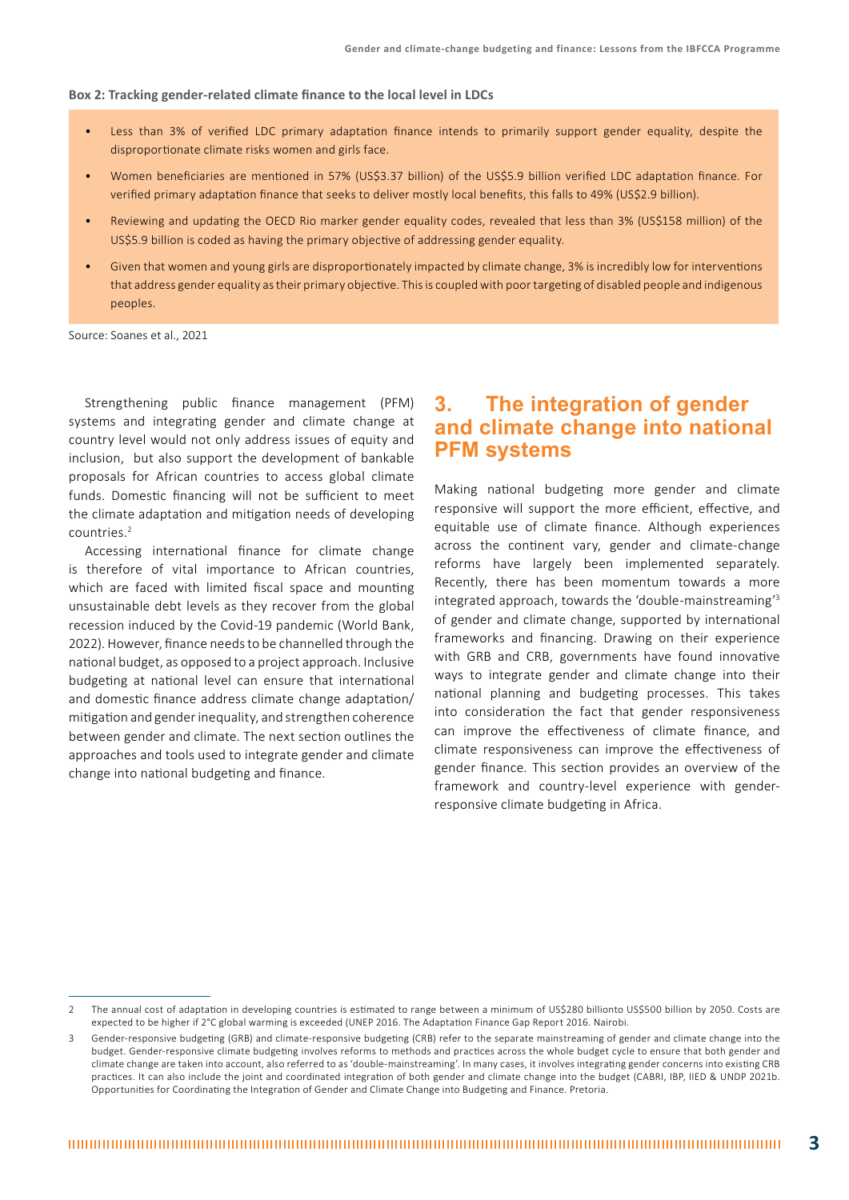**Box 2: Tracking gender-related climate finance to the local level in LDCs**

- Less than 3% of verified LDC primary adaptation finance intends to primarily support gender equality, despite the disproportionate climate risks women and girls face.
- Women beneficiaries are mentioned in 57% (US$3.37 billion) of the US$5.9 billion verified LDC adaptation finance. For verified primary adaptation finance that seeks to deliver mostly local benefits, this falls to 49% (US$2.9 billion).
- Reviewing and updating the OECD Rio marker gender equality codes, revealed that less than 3% (US$158 million) of the US$5.9 billion is coded as having the primary objective of addressing gender equality.
- Given that women and young girls are disproportionately impacted by climate change, 3% is incredibly low for interventions that address gender equality as their primary objective. This is coupled with poor targeting of disabled people and indigenous peoples.

Source: Soanes et al., 2021

Strengthening public finance management (PFM) systems and integrating gender and climate change at country level would not only address issues of equity and inclusion, but also support the development of bankable proposals for African countries to access global climate funds. Domestic financing will not be sufficient to meet the climate adaptation and mitigation needs of developing countries.[2]

Accessing international finance for climate change is therefore of vital importance to African countries, which are faced with limited fiscal space and mounting unsustainable debt levels as they recover from the global recession induced by the Covid-19 pandemic (World Bank, 2022). However, finance needs to be channelled through the national budget, as opposed to a project approach. Inclusive budgeting at national level can ensure that international and domestic finance address climate change adaptation/mitigation and gender inequality, and strengthen coherence between gender and climate. The next section outlines the approaches and tools used to integrate gender and climate change into national budgeting and finance.

## 3. The integration of gender and climate change into national PFM systems

Making national budgeting more gender and climate responsive will support the more efficient, effective, and equitable use of climate finance. Although experiences across the continent vary, gender and climate-change reforms have largely been implemented separately. Recently, there has been momentum towards a more integrated approach, towards the 'double-mainstreaming'[3] of gender and climate change, supported by international frameworks and financing. Drawing on their experience with GRB and CRB, governments have found innovative ways to integrate gender and climate change into their national planning and budgeting processes. This takes into consideration the fact that gender responsiveness can improve the effectiveness of climate finance, and climate responsiveness can improve the effectiveness of gender finance. This section provides an overview of the framework and country-level experience with gender-responsive climate budgeting in Africa.

---

2 The annual cost of adaptation in developing countries is estimated to range between a minimum of US$280 billionto US$500 billion by 2050. Costs are expected to be higher if 2°C global warming is exceeded (UNEP 2016. The Adaptation Finance Gap Report 2016. Nairobi.

3 Gender-responsive budgeting (GRB) and climate-responsive budgeting (CRB) refer to the separate mainstreaming of gender and climate change into the budget. Gender-responsive climate budgeting involves reforms to methods and practices across the whole budget cycle to ensure that both gender and climate change are taken into account, also referred to as 'double-mainstreaming'. In many cases, it involves integrating gender concerns into existing CRB practices. It can also include the joint and coordinated integration of both gender and climate change into the budget (CABRI, IBP, IIED & UNDP 2021b. Opportunities for Coordinating the Integration of Gender and Climate Change into Budgeting and Finance. Pretoria.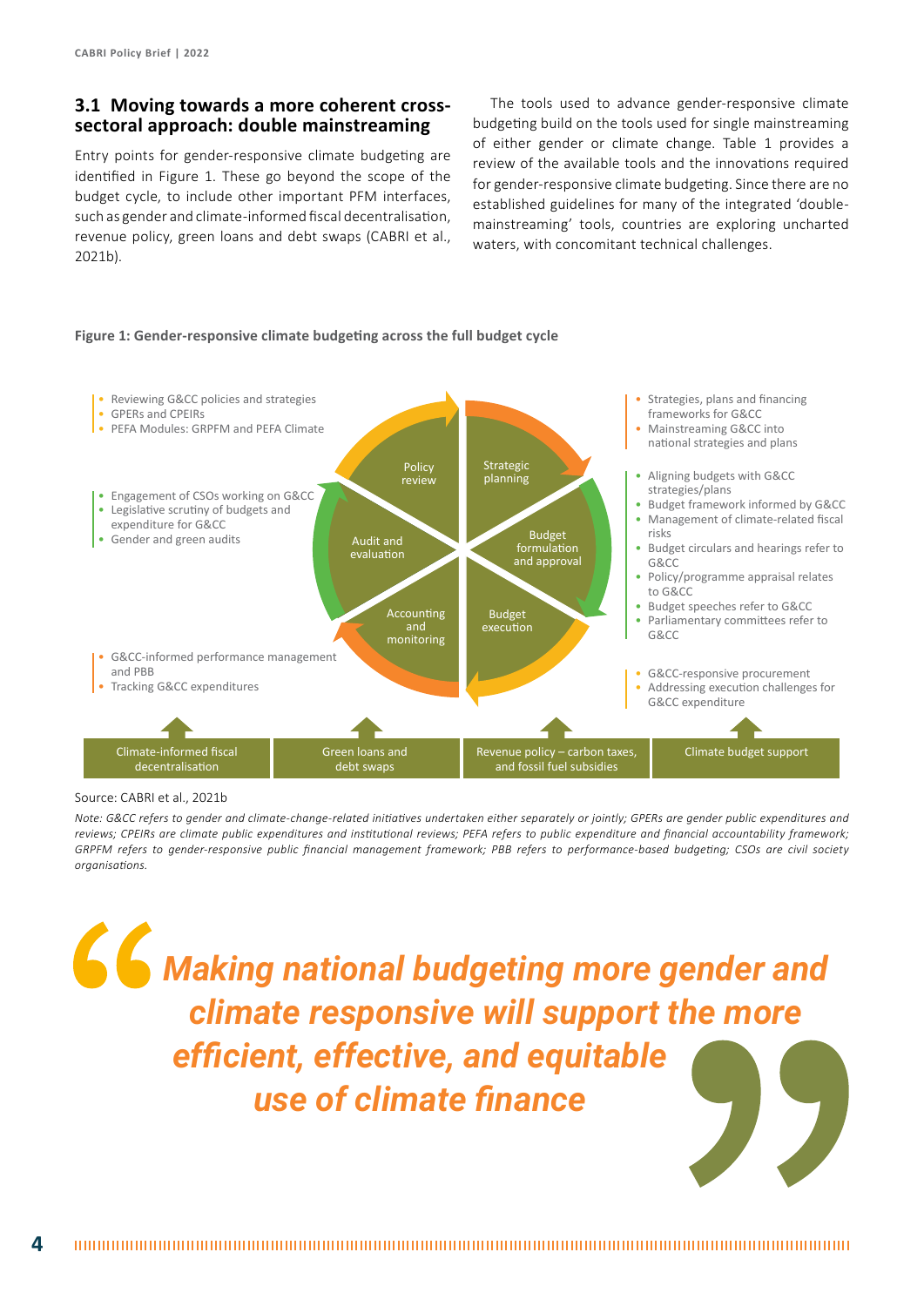## 3.1 Moving towards a more coherent cross-sectoral approach: double mainstreaming

Entry points for gender-responsive climate budgeting are identified in Figure 1. These go beyond the scope of the budget cycle, to include other important PFM interfaces, such as gender and climate-informed fiscal decentralisation, revenue policy, green loans and debt swaps (CABRI et al., 2021b).

The tools used to advance gender-responsive climate budgeting build on the tools used for single mainstreaming of either gender or climate change. Table 1 provides a review of the available tools and the innovations required for gender-responsive climate budgeting. Since there are no established guidelines for many of the integrated 'double-mainstreaming' tools, countries are exploring uncharted waters, with concomitant technical challenges.

**Figure 1: Gender-responsive climate budgeting across the full budget cycle**

**Policy review**
- Reviewing G&CC policies and strategies
- GPERs and CPEIRs
- PEFA Modules: GRPFM and PEFA Climate

**Strategic planning**
- Strategies, plans and financing frameworks for G&CC
- Mainstreaming G&CC into national strategies and plans

**Budget formulation and approval**
- Aligning budgets with G&CC strategies/plans
- Budget framework informed by G&CC
- Management of climate-related fiscal risks
- Budget circulars and hearings refer to G&CC
- Policy/programme appraisal relates to G&CC
- Budget speeches refer to G&CC
- Parliamentary committees refer to G&CC

**Budget execution**
- G&CC-responsive procurement
- Addressing execution challenges for G&CC expenditure

**Accounting and monitoring**
- G&CC-informed performance management and PBB
- Tracking G&CC expenditures

**Audit and evaluation**
- Engagement of CSOs working on G&CC
- Legislative scrutiny of budgets and expenditure for G&CC
- Gender and green audits

Climate-informed fiscal decentralisation | Green loans and debt swaps | Revenue policy – carbon taxes, and fossil fuel subsidies | Climate budget support

Source: CABRI et al., 2021b

*Note: G&CC refers to gender and climate-change-related initiatives undertaken either separately or jointly; GPERs are gender public expenditures and reviews; CPEIRs are climate public expenditures and institutional reviews; PEFA refers to public expenditure and financial accountability framework; GRPFM refers to gender-responsive public financial management framework; PBB refers to performance-based budgeting; CSOs are civil society organisations.*

> ***"Making national budgeting more gender and climate responsive will support the more efficient, effective, and equitable use of climate finance"***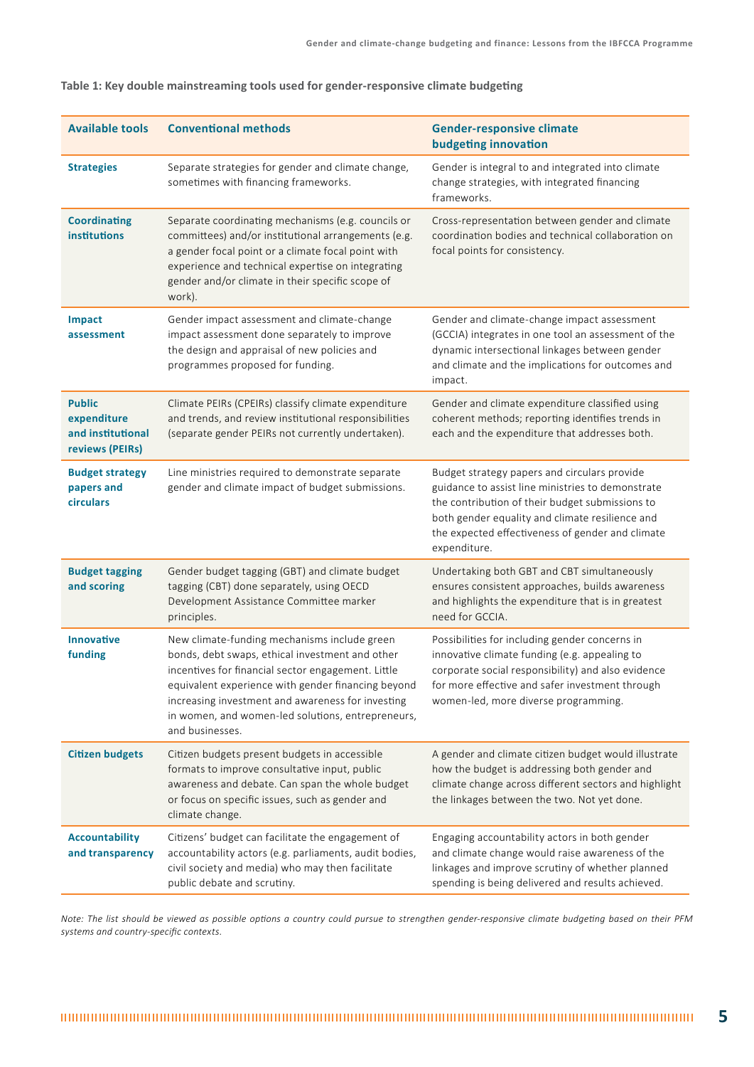**Table 1: Key double mainstreaming tools used for gender-responsive climate budgeting**

| Available tools | Conventional methods | Gender-responsive climate budgeting innovation |
|---|---|---|
| **Strategies** | Separate strategies for gender and climate change, sometimes with financing frameworks. | Gender is integral to and integrated into climate change strategies, with integrated financing frameworks. |
| **Coordinating institutions** | Separate coordinating mechanisms (e.g. councils or committees) and/or institutional arrangements (e.g. a gender focal point or a climate focal point with experience and technical expertise on integrating gender and/or climate in their specific scope of work). | Cross-representation between gender and climate coordination bodies and technical collaboration on focal points for consistency. |
| **Impact assessment** | Gender impact assessment and climate-change impact assessment done separately to improve the design and appraisal of new policies and programmes proposed for funding. | Gender and climate-change impact assessment (GCCIA) integrates in one tool an assessment of the dynamic intersectional linkages between gender and climate and the implications for outcomes and impact. |
| **Public expenditure and institutional reviews (PEIRs)** | Climate PEIRs (CPEIRs) classify climate expenditure and trends, and review institutional responsibilities (separate gender PEIRs not currently undertaken). | Gender and climate expenditure classified using coherent methods; reporting identifies trends in each and the expenditure that addresses both. |
| **Budget strategy papers and circulars** | Line ministries required to demonstrate separate gender and climate impact of budget submissions. | Budget strategy papers and circulars provide guidance to assist line ministries to demonstrate the contribution of their budget submissions to both gender equality and climate resilience and the expected effectiveness of gender and climate expenditure. |
| **Budget tagging and scoring** | Gender budget tagging (GBT) and climate budget tagging (CBT) done separately, using OECD Development Assistance Committee marker principles. | Undertaking both GBT and CBT simultaneously ensures consistent approaches, builds awareness and highlights the expenditure that is in greatest need for GCCIA. |
| **Innovative funding** | New climate-funding mechanisms include green bonds, debt swaps, ethical investment and other incentives for financial sector engagement. Little equivalent experience with gender financing beyond increasing investment and awareness for investing in women, and women-led solutions, entrepreneurs, and businesses. | Possibilities for including gender concerns in innovative climate funding (e.g. appealing to corporate social responsibility) and also evidence for more effective and safer investment through women-led, more diverse programming. |
| **Citizen budgets** | Citizen budgets present budgets in accessible formats to improve consultative input, public awareness and debate. Can span the whole budget or focus on specific issues, such as gender and climate change. | A gender and climate citizen budget would illustrate how the budget is addressing both gender and climate change across different sectors and highlight the linkages between the two. Not yet done. |
| **Accountability and transparency** | Citizens' budget can facilitate the engagement of accountability actors (e.g. parliaments, audit bodies, civil society and media) who may then facilitate public debate and scrutiny. | Engaging accountability actors in both gender and climate change would raise awareness of the linkages and improve scrutiny of whether planned spending is being delivered and results achieved. |

*Note: The list should be viewed as possible options a country could pursue to strengthen gender-responsive climate budgeting based on their PFM systems and country-specific contexts.*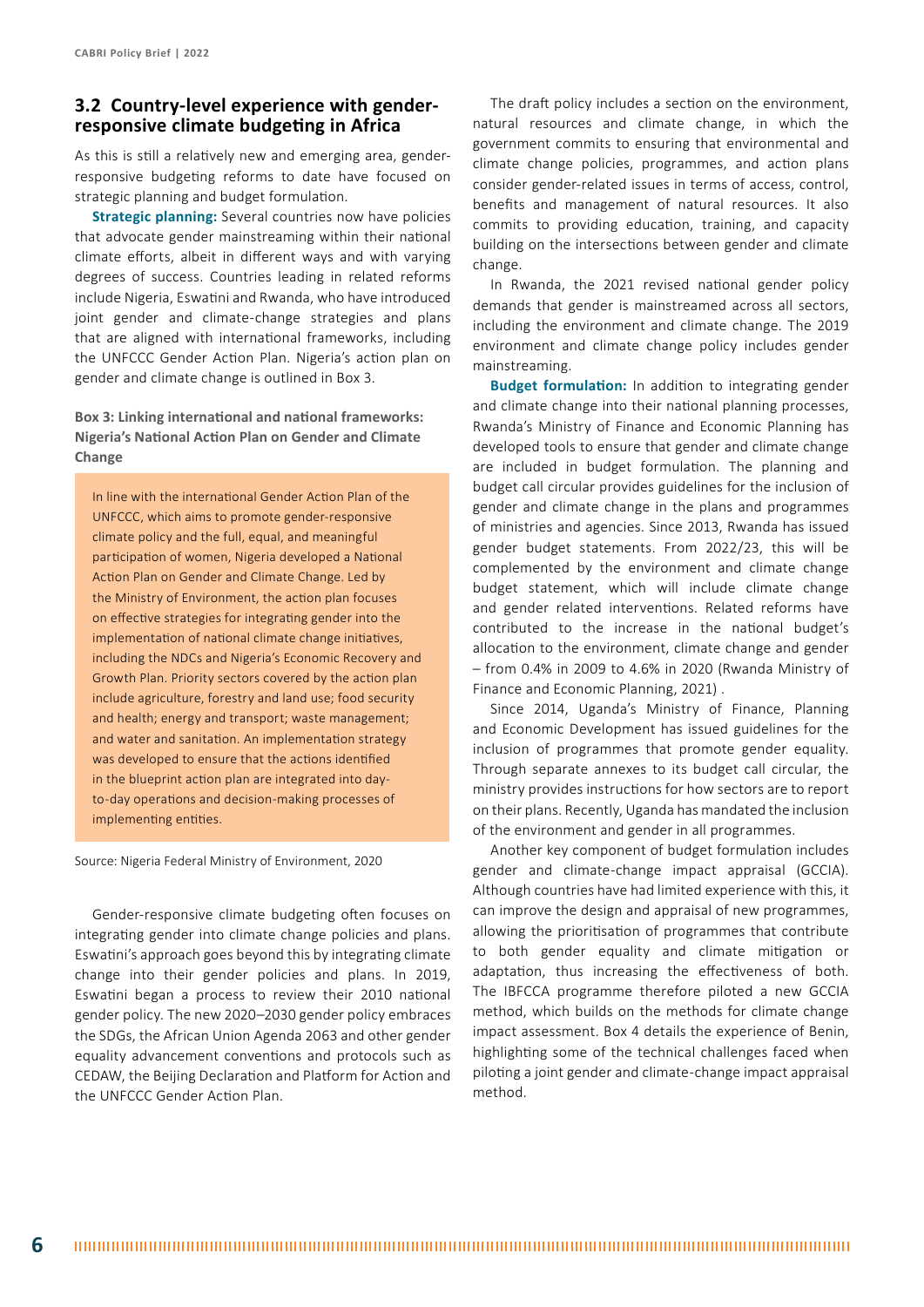## 3.2 Country-level experience with gender-responsive climate budgeting in Africa

As this is still a relatively new and emerging area, gender-responsive budgeting reforms to date have focused on strategic planning and budget formulation.

**Strategic planning:** Several countries now have policies that advocate gender mainstreaming within their national climate efforts, albeit in different ways and with varying degrees of success. Countries leading in related reforms include Nigeria, Eswatini and Rwanda, who have introduced joint gender and climate-change strategies and plans that are aligned with international frameworks, including the UNFCCC Gender Action Plan. Nigeria's action plan on gender and climate change is outlined in Box 3.

**Box 3: Linking international and national frameworks: Nigeria's National Action Plan on Gender and Climate Change**

In line with the international Gender Action Plan of the UNFCCC, which aims to promote gender-responsive climate policy and the full, equal, and meaningful participation of women, Nigeria developed a National Action Plan on Gender and Climate Change. Led by the Ministry of Environment, the action plan focuses on effective strategies for integrating gender into the implementation of national climate change initiatives, including the NDCs and Nigeria's Economic Recovery and Growth Plan. Priority sectors covered by the action plan include agriculture, forestry and land use; food security and health; energy and transport; waste management; and water and sanitation. An implementation strategy was developed to ensure that the actions identified in the blueprint action plan are integrated into day-to-day operations and decision-making processes of implementing entities.

Source: Nigeria Federal Ministry of Environment, 2020

Gender-responsive climate budgeting often focuses on integrating gender into climate change policies and plans. Eswatini's approach goes beyond this by integrating climate change into their gender policies and plans. In 2019, Eswatini began a process to review their 2010 national gender policy. The new 2020–2030 gender policy embraces the SDGs, the African Union Agenda 2063 and other gender equality advancement conventions and protocols such as CEDAW, the Beijing Declaration and Platform for Action and the UNFCCC Gender Action Plan.

The draft policy includes a section on the environment, natural resources and climate change, in which the government commits to ensuring that environmental and climate change policies, programmes, and action plans consider gender-related issues in terms of access, control, benefits and management of natural resources. It also commits to providing education, training, and capacity building on the intersections between gender and climate change.

In Rwanda, the 2021 revised national gender policy demands that gender is mainstreamed across all sectors, including the environment and climate change. The 2019 environment and climate change policy includes gender mainstreaming.

**Budget formulation:** In addition to integrating gender and climate change into their national planning processes, Rwanda's Ministry of Finance and Economic Planning has developed tools to ensure that gender and climate change are included in budget formulation. The planning and budget call circular provides guidelines for the inclusion of gender and climate change in the plans and programmes of ministries and agencies. Since 2013, Rwanda has issued gender budget statements. From 2022/23, this will be complemented by the environment and climate change budget statement, which will include climate change and gender related interventions. Related reforms have contributed to the increase in the national budget's allocation to the environment, climate change and gender – from 0.4% in 2009 to 4.6% in 2020 (Rwanda Ministry of Finance and Economic Planning, 2021) .

Since 2014, Uganda's Ministry of Finance, Planning and Economic Development has issued guidelines for the inclusion of programmes that promote gender equality. Through separate annexes to its budget call circular, the ministry provides instructions for how sectors are to report on their plans. Recently, Uganda has mandated the inclusion of the environment and gender in all programmes.

Another key component of budget formulation includes gender and climate-change impact appraisal (GCCIA). Although countries have had limited experience with this, it can improve the design and appraisal of new programmes, allowing the prioritisation of programmes that contribute to both gender equality and climate mitigation or adaptation, thus increasing the effectiveness of both. The IBFCCA programme therefore piloted a new GCCIA method, which builds on the methods for climate change impact assessment. Box 4 details the experience of Benin, highlighting some of the technical challenges faced when piloting a joint gender and climate-change impact appraisal method.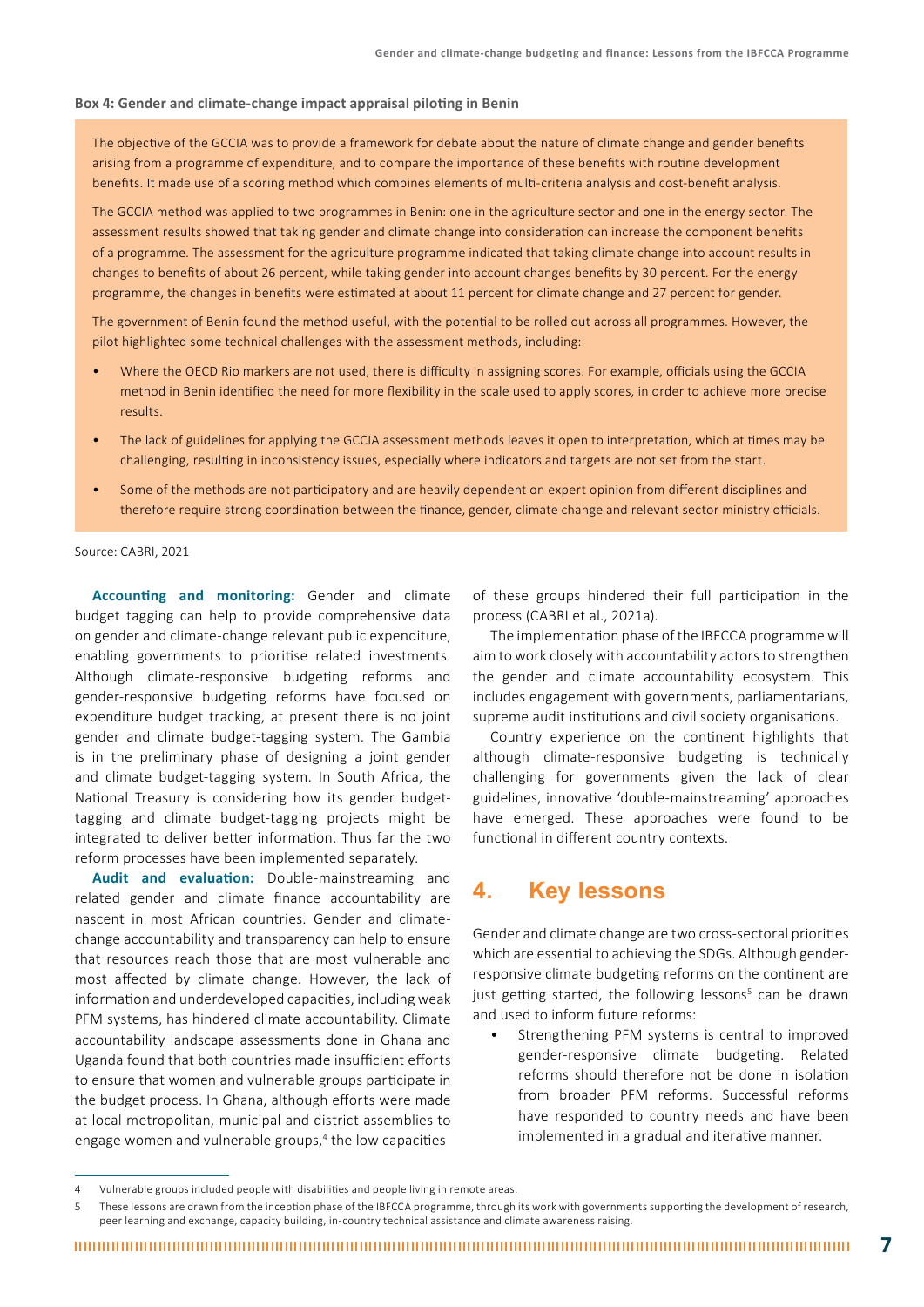**Box 4: Gender and climate-change impact appraisal piloting in Benin**

The objective of the GCCIA was to provide a framework for debate about the nature of climate change and gender benefits arising from a programme of expenditure, and to compare the importance of these benefits with routine development benefits. It made use of a scoring method which combines elements of multi-criteria analysis and cost-benefit analysis.

The GCCIA method was applied to two programmes in Benin: one in the agriculture sector and one in the energy sector. The assessment results showed that taking gender and climate change into consideration can increase the component benefits of a programme. The assessment for the agriculture programme indicated that taking climate change into account results in changes to benefits of about 26 percent, while taking gender into account changes benefits by 30 percent. For the energy programme, the changes in benefits were estimated at about 11 percent for climate change and 27 percent for gender.

The government of Benin found the method useful, with the potential to be rolled out across all programmes. However, the pilot highlighted some technical challenges with the assessment methods, including:

- Where the OECD Rio markers are not used, there is difficulty in assigning scores. For example, officials using the GCCIA method in Benin identified the need for more flexibility in the scale used to apply scores, in order to achieve more precise results.
- The lack of guidelines for applying the GCCIA assessment methods leaves it open to interpretation, which at times may be challenging, resulting in inconsistency issues, especially where indicators and targets are not set from the start.
- Some of the methods are not participatory and are heavily dependent on expert opinion from different disciplines and therefore require strong coordination between the finance, gender, climate change and relevant sector ministry officials.

Source: CABRI, 2021

**Accounting and monitoring:** Gender and climate budget tagging can help to provide comprehensive data on gender and climate-change relevant public expenditure, enabling governments to prioritise related investments. Although climate-responsive budgeting reforms and gender-responsive budgeting reforms have focused on expenditure budget tracking, at present there is no joint gender and climate budget-tagging system. The Gambia is in the preliminary phase of designing a joint gender and climate budget-tagging system. In South Africa, the National Treasury is considering how its gender budget-tagging and climate budget-tagging projects might be integrated to deliver better information. Thus far the two reform processes have been implemented separately.

**Audit and evaluation:** Double-mainstreaming and related gender and climate finance accountability are nascent in most African countries. Gender and climate-change accountability and transparency can help to ensure that resources reach those that are most vulnerable and most affected by climate change. However, the lack of information and underdeveloped capacities, including weak PFM systems, has hindered climate accountability. Climate accountability landscape assessments done in Ghana and Uganda found that both countries made insufficient efforts to ensure that women and vulnerable groups participate in the budget process. In Ghana, although efforts were made at local metropolitan, municipal and district assemblies to engage women and vulnerable groups,[4] the low capacities of these groups hindered their full participation in the process (CABRI et al., 2021a).

The implementation phase of the IBFCCA programme will aim to work closely with accountability actors to strengthen the gender and climate accountability ecosystem. This includes engagement with governments, parliamentarians, supreme audit institutions and civil society organisations.

Country experience on the continent highlights that although climate-responsive budgeting is technically challenging for governments given the lack of clear guidelines, innovative 'double-mainstreaming' approaches have emerged. These approaches were found to be functional in different country contexts.

## 4. Key lessons

Gender and climate change are two cross-sectoral priorities which are essential to achieving the SDGs. Although gender-responsive climate budgeting reforms on the continent are just getting started, the following lessons[5] can be drawn and used to inform future reforms:

- Strengthening PFM systems is central to improved gender-responsive climate budgeting. Related reforms should therefore not be done in isolation from broader PFM reforms. Successful reforms have responded to country needs and have been implemented in a gradual and iterative manner.

---

4 Vulnerable groups included people with disabilities and people living in remote areas.

5 These lessons are drawn from the inception phase of the IBFCCA programme, through its work with governments supporting the development of research, peer learning and exchange, capacity building, in-country technical assistance and climate awareness raising.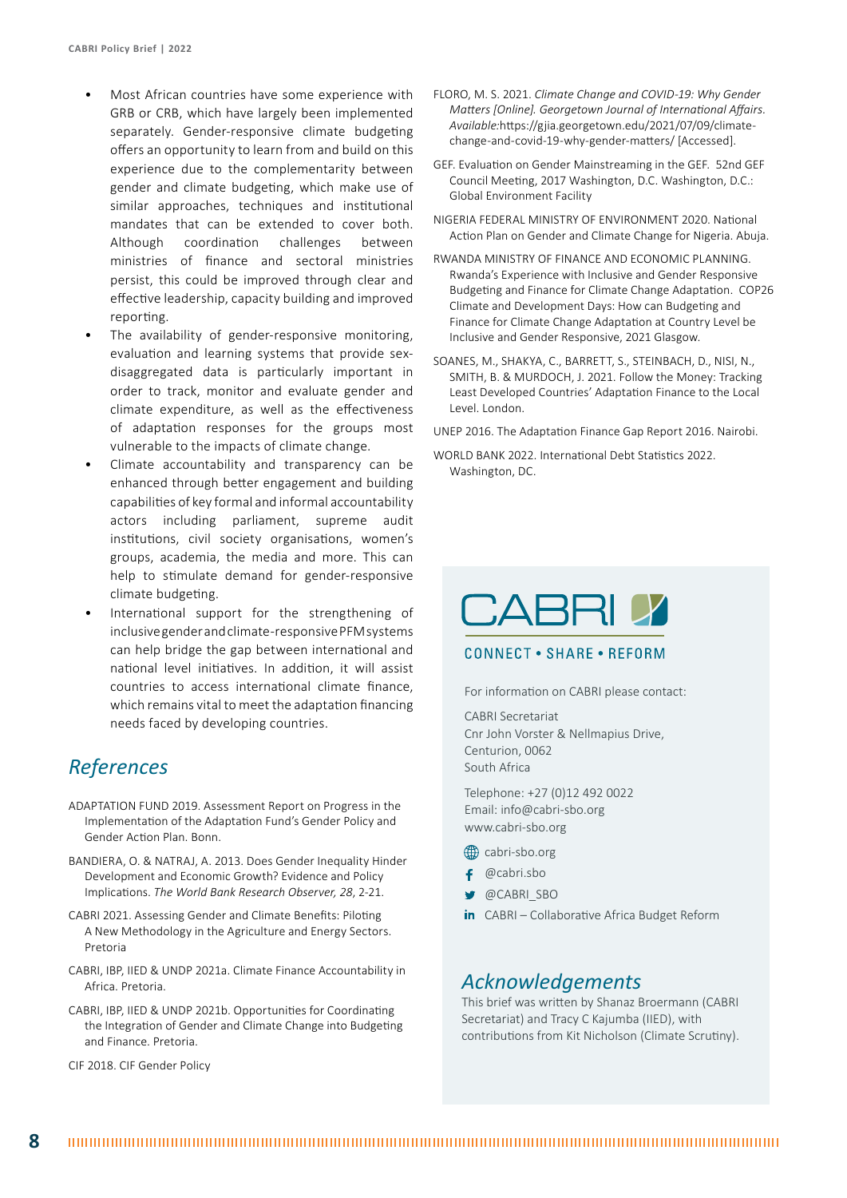- Most African countries have some experience with GRB or CRB, which have largely been implemented separately. Gender-responsive climate budgeting offers an opportunity to learn from and build on this experience due to the complementarity between gender and climate budgeting, which make use of similar approaches, techniques and institutional mandates that can be extended to cover both. Although coordination challenges between ministries of finance and sectoral ministries persist, this could be improved through clear and effective leadership, capacity building and improved reporting.
- The availability of gender-responsive monitoring, evaluation and learning systems that provide sex-disaggregated data is particularly important in order to track, monitor and evaluate gender and climate expenditure, as well as the effectiveness of adaptation responses for the groups most vulnerable to the impacts of climate change.
- Climate accountability and transparency can be enhanced through better engagement and building capabilities of key formal and informal accountability actors including parliament, supreme audit institutions, civil society organisations, women's groups, academia, the media and more. This can help to stimulate demand for gender-responsive climate budgeting.
- International support for the strengthening of inclusive gender and climate-responsive PFM systems can help bridge the gap between international and national level initiatives. In addition, it will assist countries to access international climate finance, which remains vital to meet the adaptation financing needs faced by developing countries.

## *References*

ADAPTATION FUND 2019. Assessment Report on Progress in the Implementation of the Adaptation Fund's Gender Policy and Gender Action Plan. Bonn.

BANDIERA, O. & NATRAJ, A. 2013. Does Gender Inequality Hinder Development and Economic Growth? Evidence and Policy Implications. *The World Bank Research Observer, 28*, 2-21.

CABRI 2021. Assessing Gender and Climate Benefits: Piloting A New Methodology in the Agriculture and Energy Sectors. Pretoria

CABRI, IBP, IIED & UNDP 2021a. Climate Finance Accountability in Africa. Pretoria.

CABRI, IBP, IIED & UNDP 2021b. Opportunities for Coordinating the Integration of Gender and Climate Change into Budgeting and Finance. Pretoria.

CIF 2018. CIF Gender Policy

FLORO, M. S. 2021. *Climate Change and COVID-19: Why Gender Matters [Online]. Georgetown Journal of International Affairs. Available:*https://gjia.georgetown.edu/2021/07/09/climate-change-and-covid-19-why-gender-matters/ [Accessed].

GEF. Evaluation on Gender Mainstreaming in the GEF. 52nd GEF Council Meeting, 2017 Washington, D.C. Washington, D.C.: Global Environment Facility

NIGERIA FEDERAL MINISTRY OF ENVIRONMENT 2020. National Action Plan on Gender and Climate Change for Nigeria. Abuja.

RWANDA MINISTRY OF FINANCE AND ECONOMIC PLANNING. Rwanda's Experience with Inclusive and Gender Responsive Budgeting and Finance for Climate Change Adaptation. COP26 Climate and Development Days: How can Budgeting and Finance for Climate Change Adaptation at Country Level be Inclusive and Gender Responsive, 2021 Glasgow.

SOANES, M., SHAKYA, C., BARRETT, S., STEINBACH, D., NISI, N., SMITH, B. & MURDOCH, J. 2021. Follow the Money: Tracking Least Developed Countries' Adaptation Finance to the Local Level. London.

UNEP 2016. The Adaptation Finance Gap Report 2016. Nairobi.

WORLD BANK 2022. International Debt Statistics 2022. Washington, DC.

CABRI

CONNECT • SHARE • REFORM

For information on CABRI please contact:

CABRI Secretariat
Cnr John Vorster & Nellmapius Drive,
Centurion, 0062
South Africa

Telephone: +27 (0)12 492 0022
Email: info@cabri-sbo.org
www.cabri-sbo.org

cabri-sbo.org
@cabri.sbo
@CABRI_SBO
CABRI – Collaborative Africa Budget Reform

## *Acknowledgements*

This brief was written by Shanaz Broermann (CABRI Secretariat) and Tracy C Kajumba (IIED), with contributions from Kit Nicholson (Climate Scrutiny).